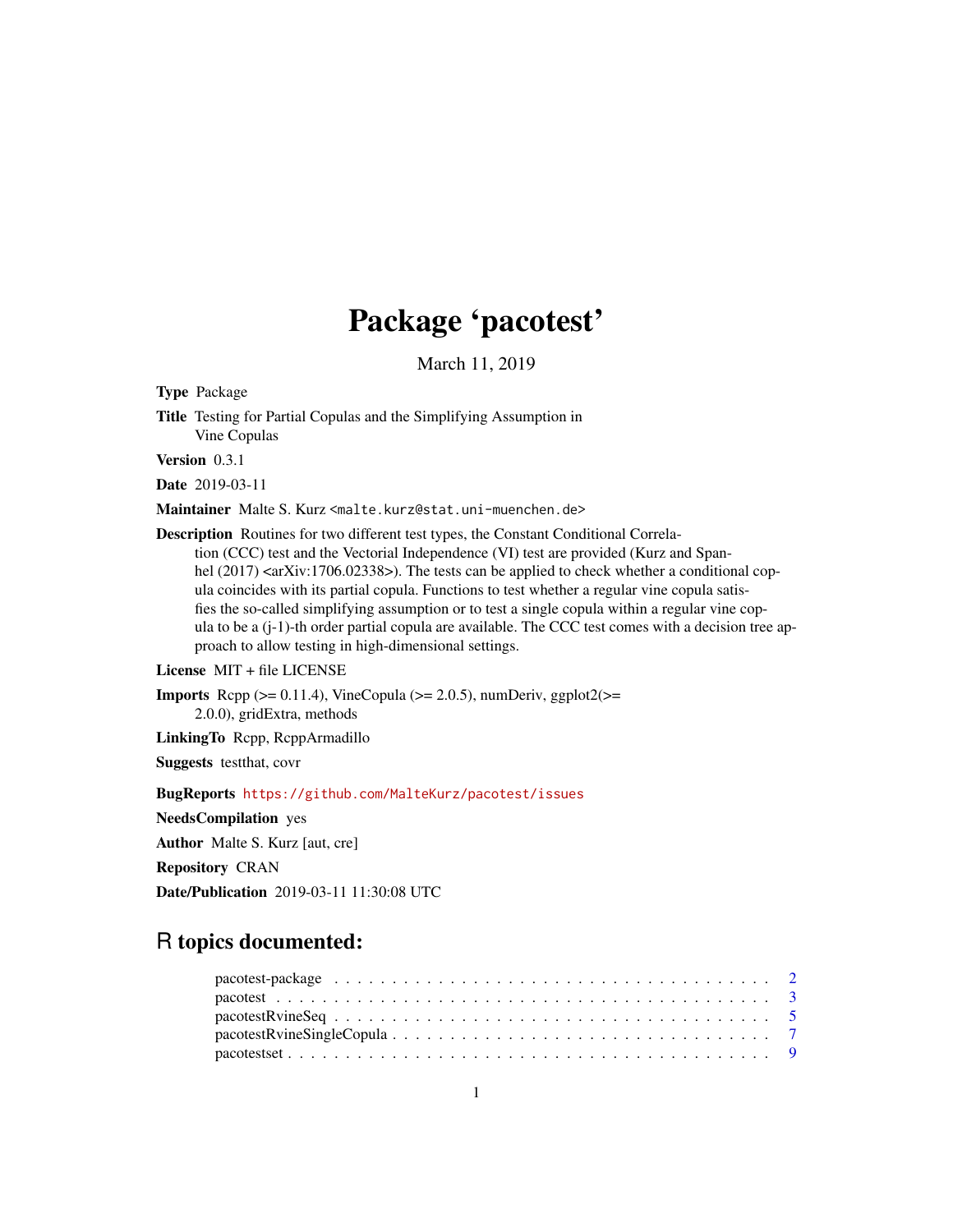# Package 'pacotest'

March 11, 2019

**Type** Package

**Title** Testing for Partial Copulas and the Simplifying Assumption in Vine Copulas

**Version** 0.3.1

**Date** 2019-03-11

**Maintainer** Malte S. Kurz <malte.kurz@stat.uni-muenchen.de>

**Description** Routines for two different test types, the Constant Conditional Correlation (CCC) test and the Vectorial Independence (VI) test are provided (Kurz and Spanhel (2017) <arXiv:1706.02338>). The tests can be applied to check whether a conditional copula coincides with its partial copula. Functions to test whether a regular vine copula satisfies the so-called simplifying assumption or to test a single copula within a regular vine copula to be a (j-1)-th order partial copula are available. The CCC test comes with a decision tree approach to allow testing in high-dimensional settings.

**License** MIT + file LICENSE

**Imports** Rcpp (>= 0.11.4), VineCopula (>= 2.0.5), numDeriv, ggplot2(>= 2.0.0), gridExtra, methods

**LinkingTo** Rcpp, RcppArmadillo

**Suggests** testthat, covr

**BugReports** https://github.com/MalteKurz/pacotest/issues

**NeedsCompilation** yes

**Author** Malte S. Kurz [aut, cre]

**Repository** CRAN

**Date/Publication** 2019-03-11 11:30:08 UTC

## R topics documented:

pacotest-package . . . . . . . . . . . . . . . . . . . . . . . . . . . . . . . . . . . . . . 2
pacotest . . . . . . . . . . . . . . . . . . . . . . . . . . . . . . . . . . . . . . . . . . . 3
pacotestRvineSeq . . . . . . . . . . . . . . . . . . . . . . . . . . . . . . . . . . . . . . 5
pacotestRvineSingleCopula . . . . . . . . . . . . . . . . . . . . . . . . . . . . . . . . . 7
pacotestset . . . . . . . . . . . . . . . . . . . . . . . . . . . . . . . . . . . . . . . . . 9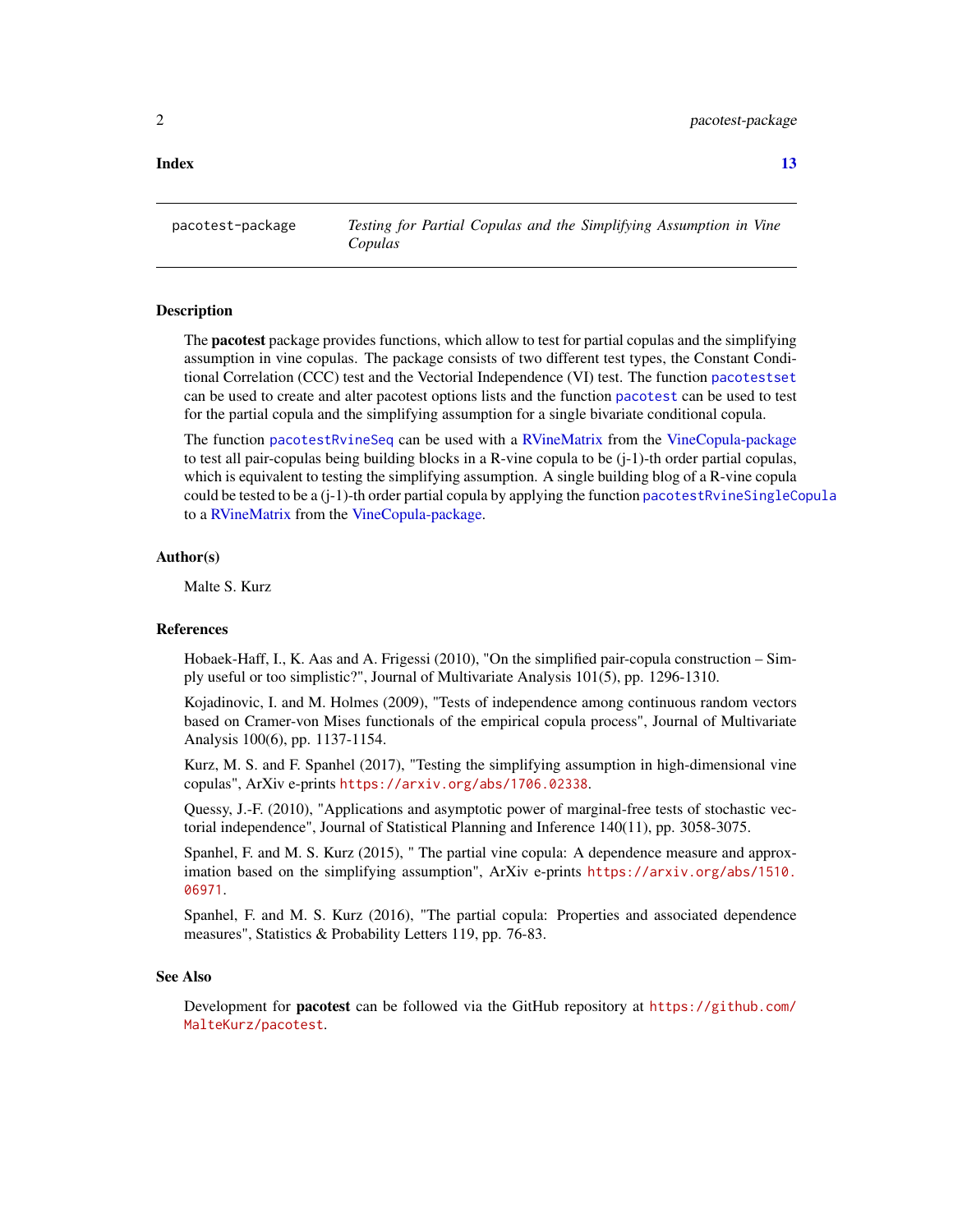**Index** 13

---

pacotest-package — *Testing for Partial Copulas and the Simplifying Assumption in Vine Copulas*

---

## Description

The **pacotest** package provides functions, which allow to test for partial copulas and the simplifying assumption in vine copulas. The package consists of two different test types, the Constant Conditional Correlation (CCC) test and the Vectorial Independence (VI) test. The function `pacotestset` can be used to create and alter pacotest options lists and the function `pacotest` can be used to test for the partial copula and the simplifying assumption for a single bivariate conditional copula.

The function `pacotestRvineSeq` can be used with a RVineMatrix from the VineCopula-package to test all pair-copulas being building blocks in a R-vine copula to be (j-1)-th order partial copulas, which is equivalent to testing the simplifying assumption. A single building blog of a R-vine copula could be tested to be a (j-1)-th order partial copula by applying the function `pacotestRvineSingleCopula` to a RVineMatrix from the VineCopula-package.

## Author(s)

Malte S. Kurz

## References

Hobaek-Haff, I., K. Aas and A. Frigessi (2010), "On the simplified pair-copula construction – Simply useful or too simplistic?", Journal of Multivariate Analysis 101(5), pp. 1296-1310.

Kojadinovic, I. and M. Holmes (2009), "Tests of independence among continuous random vectors based on Cramer-von Mises functionals of the empirical copula process", Journal of Multivariate Analysis 100(6), pp. 1137-1154.

Kurz, M. S. and F. Spanhel (2017), "Testing the simplifying assumption in high-dimensional vine copulas", ArXiv e-prints https://arxiv.org/abs/1706.02338.

Quessy, J.-F. (2010), "Applications and asymptotic power of marginal-free tests of stochastic vectorial independence", Journal of Statistical Planning and Inference 140(11), pp. 3058-3075.

Spanhel, F. and M. S. Kurz (2015), " The partial vine copula: A dependence measure and approximation based on the simplifying assumption", ArXiv e-prints https://arxiv.org/abs/1510.06971.

Spanhel, F. and M. S. Kurz (2016), "The partial copula: Properties and associated dependence measures", Statistics & Probability Letters 119, pp. 76-83.

## See Also

Development for **pacotest** can be followed via the GitHub repository at https://github.com/MalteKurz/pacotest.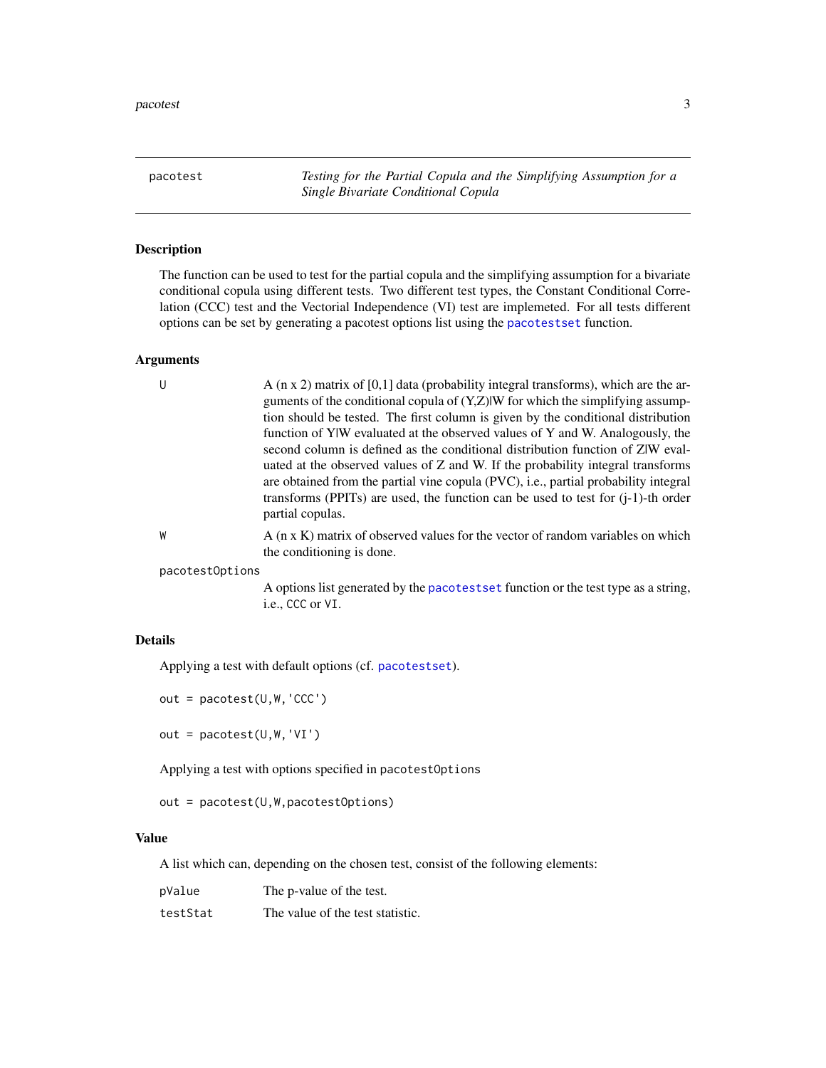## pacotest — *Testing for the Partial Copula and the Simplifying Assumption for a Single Bivariate Conditional Copula*

### Description

The function can be used to test for the partial copula and the simplifying assumption for a bivariate conditional copula using different tests. Two different test types, the Constant Conditional Correlation (CCC) test and the Vectorial Independence (VI) test are implemeted. For all tests different options can be set by generating a pacotest options list using the `pacotestset` function.

### Arguments

| | |
|---|---|
| `U` | A (n x 2) matrix of [0,1] data (probability integral transforms), which are the arguments of the conditional copula of (Y,Z)\|W for which the simplifying assumption should be tested. The first column is given by the conditional distribution function of Y\|W evaluated at the observed values of Y and W. Analogously, the second column is defined as the conditional distribution function of Z\|W evaluated at the observed values of Z and W. If the probability integral transforms are obtained from the partial vine copula (PVC), i.e., partial probability integral transforms (PPITs) are used, the function can be used to test for (j-1)-th order partial copulas. |
| `W` | A (n x K) matrix of observed values for the vector of random variables on which the conditioning is done. |
| `pacotestOptions` | A options list generated by the `pacotestset` function or the test type as a string, i.e., `CCC` or `VI`. |

### Details

Applying a test with default options (cf. `pacotestset`).

```
out = pacotest(U,W,'CCC')
```

```
out = pacotest(U,W,'VI')
```

Applying a test with options specified in `pacotestOptions`

```
out = pacotest(U,W,pacotestOptions)
```

### Value

A list which can, depending on the chosen test, consist of the following elements:

| | |
|---|---|
| `pValue` | The p-value of the test. |
| `testStat` | The value of the test statistic. |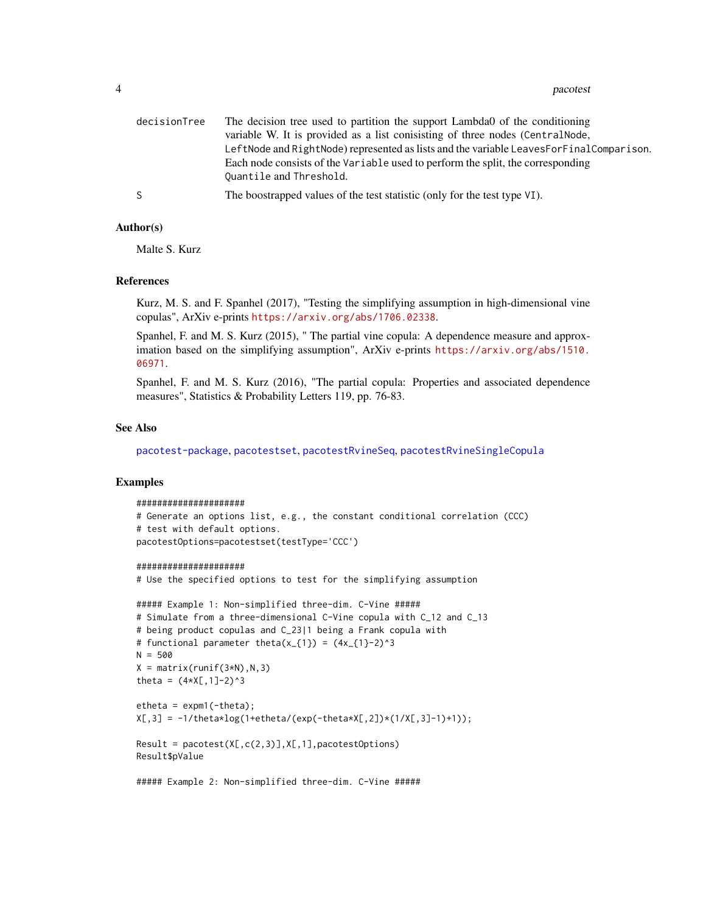| | |
|---|---|
| decisionTree | The decision tree used to partition the support Lambda0 of the conditioning variable W. It is provided as a list conisisting of three nodes (CentralNode, LeftNode and RightNode) represented as lists and the variable LeavesForFinalComparison. Each node consists of the Variable used to perform the split, the corresponding Quantile and Threshold. |
| S | The boostrapped values of the test statistic (only for the test type VI). |

## Author(s)

Malte S. Kurz

## References

Kurz, M. S. and F. Spanhel (2017), "Testing the simplifying assumption in high-dimensional vine copulas", ArXiv e-prints https://arxiv.org/abs/1706.02338.

Spanhel, F. and M. S. Kurz (2015), " The partial vine copula: A dependence measure and approximation based on the simplifying assumption", ArXiv e-prints https://arxiv.org/abs/1510.06971.

Spanhel, F. and M. S. Kurz (2016), "The partial copula: Properties and associated dependence measures", Statistics & Probability Letters 119, pp. 76-83.

## See Also

pacotest-package, pacotestset, pacotestRvineSeq, pacotestRvineSingleCopula

## Examples

```
#####################
# Generate an options list, e.g., the constant conditional correlation (CCC)
# test with default options.
pacotestOptions=pacotestset(testType='CCC')

#####################
# Use the specified options to test for the simplifying assumption

##### Example 1: Non-simplified three-dim. C-Vine #####
# Simulate from a three-dimensional C-Vine copula with C_12 and C_13
# being product copulas and C_23|1 being a Frank copula with
# functional parameter theta(x_{1}) = (4x_{1}-2)^3
N = 500
X = matrix(runif(3*N),N,3)
theta = (4*X[,1]-2)^3

etheta = expm1(-theta);
X[,3] = -1/theta*log(1+etheta/(exp(-theta*X[,2])*(1/X[,3]-1)+1));

Result = pacotest(X[,c(2,3)],X[,1],pacotestOptions)
Result$pValue

##### Example 2: Non-simplified three-dim. C-Vine #####
```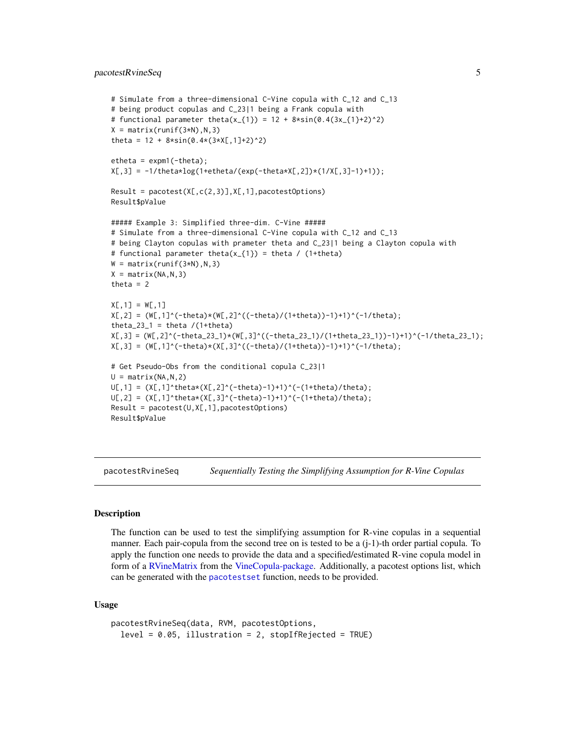```
# Simulate from a three-dimensional C-Vine copula with C_12 and C_13
# being product copulas and C_23|1 being a Frank copula with
# functional parameter theta(x_{1}) = 12 + 8*sin(0.4(3x_{1}+2)^2)
X = matrix(runif(3*N),N,3)
theta = 12 + 8*sin(0.4*(3*X[,1]+2)^2)

etheta = expm1(-theta);
X[,3] = -1/theta*log(1+etheta/(exp(-theta*X[,2])*(1/X[,3]-1)+1));

Result = pacotest(X[,c(2,3)],X[,1],pacotestOptions)
Result$pValue

##### Example 3: Simplified three-dim. C-Vine #####
# Simulate from a three-dimensional C-Vine copula with C_12 and C_13
# being Clayton copulas with prameter theta and C_23|1 being a Clayton copula with
# functional parameter theta(x_{1}) = theta / (1+theta)
W = matrix(runif(3*N),N,3)
X = matrix(NA,N,3)
theta = 2

X[,1] = W[,1]
X[,2] = (W[,1]^(-theta)*(W[,2]^((-theta)/(1+theta))-1)+1)^(-1/theta);
theta_23_1 = theta /(1+theta)
X[,3] = (W[,2]^(-theta_23_1)*(W[,3]^((-theta_23_1)/(1+theta_23_1))-1)+1)^(-1/theta_23_1);
X[,3] = (W[,1]^(-theta)*(X[,3]^((-theta)/(1+theta))-1)+1)^(-1/theta);

# Get Pseudo-Obs from the conditional copula C_23|1
U = matrix(NA,N,2)
U[,1] = (X[,1]^theta*(X[,2]^(-theta)-1)+1)^(-(1+theta)/theta);
U[,2] = (X[,1]^theta*(X[,3]^(-theta)-1)+1)^(-(1+theta)/theta);
Result = pacotest(U,X[,1],pacotestOptions)
Result$pValue
```

---

## pacotestRvineSeq — *Sequentially Testing the Simplifying Assumption for R-Vine Copulas*

### Description

The function can be used to test the simplifying assumption for R-vine copulas in a sequential manner. Each pair-copula from the second tree on is tested to be a (j-1)-th order partial copula. To apply the function one needs to provide the data and a specified/estimated R-vine copula model in form of a RVineMatrix from the VineCopula-package. Additionally, a pacotest options list, which can be generated with the `pacotestset` function, needs to be provided.

### Usage

```
pacotestRvineSeq(data, RVM, pacotestOptions,
  level = 0.05, illustration = 2, stopIfRejected = TRUE)
```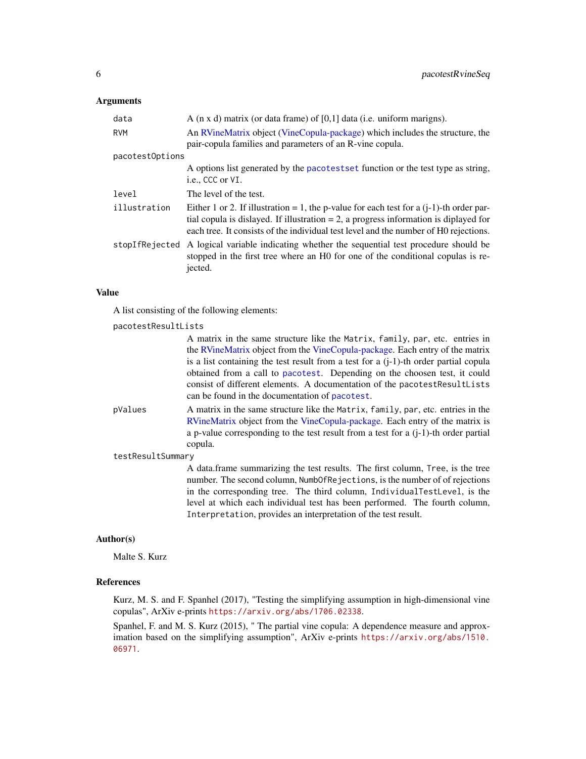### Arguments

`data`
: A (n x d) matrix (or data frame) of [0,1] data (i.e. uniform margins).

`RVM`
: An RVineMatrix object (VineCopula-package) which includes the structure, the pair-copula families and parameters of an R-vine copula.

`pacotestOptions`
: A options list generated by the `pacotestset` function or the test type as string, i.e., `CCC` or `VI`.

`level`
: The level of the test.

`illustration`
: Either 1 or 2. If illustration = 1, the p-value for each test for a (j-1)-th order partial copula is dislayed. If illustration = 2, a progress information is diplayed for each tree. It consists of the individual test level and the number of H0 rejections.

`stopIfRejected`
: A logical variable indicating whether the sequential test procedure should be stopped in the first tree where an H0 for one of the conditional copulas is rejected.

### Value

A list consisting of the following elements:

`pacotestResultLists`
: A matrix in the same structure like the `Matrix`, `family`, `par`, etc. entries in the RVineMatrix object from the VineCopula-package. Each entry of the matrix is a list containing the test result from a test for a (j-1)-th order partial copula obtained from a call to `pacotest`. Depending on the choosen test, it could consist of different elements. A documentation of the `pacotestResultLists` can be found in the documentation of `pacotest`.

`pValues`
: A matrix in the same structure like the `Matrix`, `family`, `par`, etc. entries in the RVineMatrix object from the VineCopula-package. Each entry of the matrix is a p-value corresponding to the test result from a test for a (j-1)-th order partial copula.

`testResultSummary`
: A data.frame summarizing the test results. The first column, `Tree`, is the tree number. The second column, `NumbOfRejections`, is the number of of rejections in the corresponding tree. The third column, `IndividualTestLevel`, is the level at which each individual test has been performed. The fourth column, `Interpretation`, provides an interpretation of the test result.

### Author(s)

Malte S. Kurz

### References

Kurz, M. S. and F. Spanhel (2017), "Testing the simplifying assumption in high-dimensional vine copulas", ArXiv e-prints https://arxiv.org/abs/1706.02338.

Spanhel, F. and M. S. Kurz (2015), " The partial vine copula: A dependence measure and approximation based on the simplifying assumption", ArXiv e-prints https://arxiv.org/abs/1510.06971.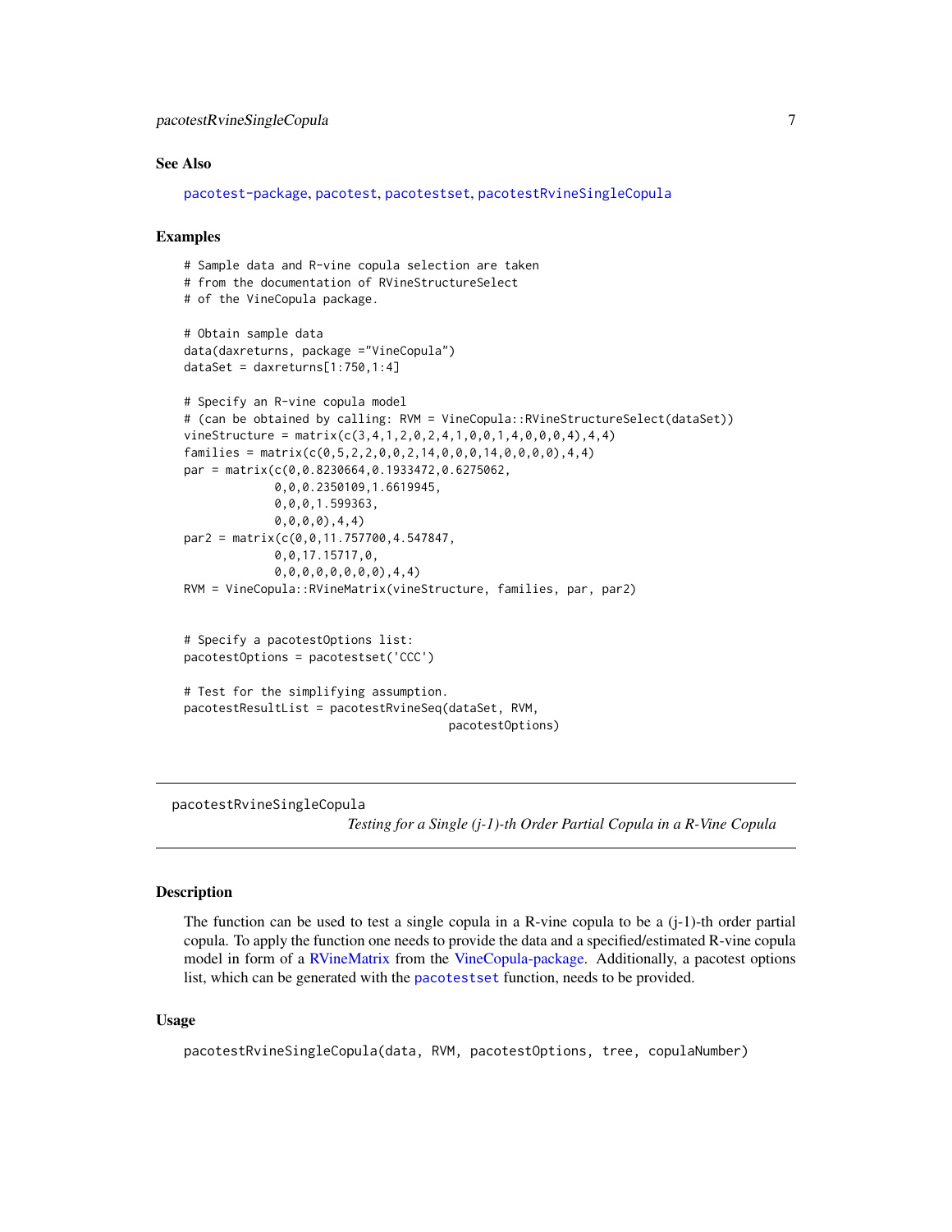## See Also

pacotest-package, pacotest, pacotestset, pacotestRvineSingleCopula

## Examples

```
# Sample data and R-vine copula selection are taken
# from the documentation of RVineStructureSelect
# of the VineCopula package.

# Obtain sample data
data(daxreturns, package ="VineCopula")
dataSet = daxreturns[1:750,1:4]

# Specify an R-vine copula model
# (can be obtained by calling: RVM = VineCopula::RVineStructureSelect(dataSet))
vineStructure = matrix(c(3,4,1,2,0,2,4,1,0,0,1,4,0,0,0,4),4,4)
families = matrix(c(0,5,2,2,0,0,2,14,0,0,0,14,0,0,0,0),4,4)
par = matrix(c(0,0.8230664,0.1933472,0.6275062,
             0,0,0.2350109,1.6619945,
             0,0,0,1.599363,
             0,0,0,0),4,4)
par2 = matrix(c(0,0,11.757700,4.547847,
             0,0,17.15717,0,
             0,0,0,0,0,0,0,0),4,4)
RVM = VineCopula::RVineMatrix(vineStructure, families, par, par2)


# Specify a pacotestOptions list:
pacotestOptions = pacotestset('CCC')

# Test for the simplifying assumption.
pacotestResultList = pacotestRvineSeq(dataSet, RVM,
                                      pacotestOptions)
```

---

# pacotestRvineSingleCopula

*Testing for a Single (j-1)-th Order Partial Copula in a R-Vine Copula*

---

## Description

The function can be used to test a single copula in a R-vine copula to be a (j-1)-th order partial copula. To apply the function one needs to provide the data and a specified/estimated R-vine copula model in form of a RVineMatrix from the VineCopula-package. Additionally, a pacotest options list, which can be generated with the pacotestset function, needs to be provided.

## Usage

```
pacotestRvineSingleCopula(data, RVM, pacotestOptions, tree, copulaNumber)
```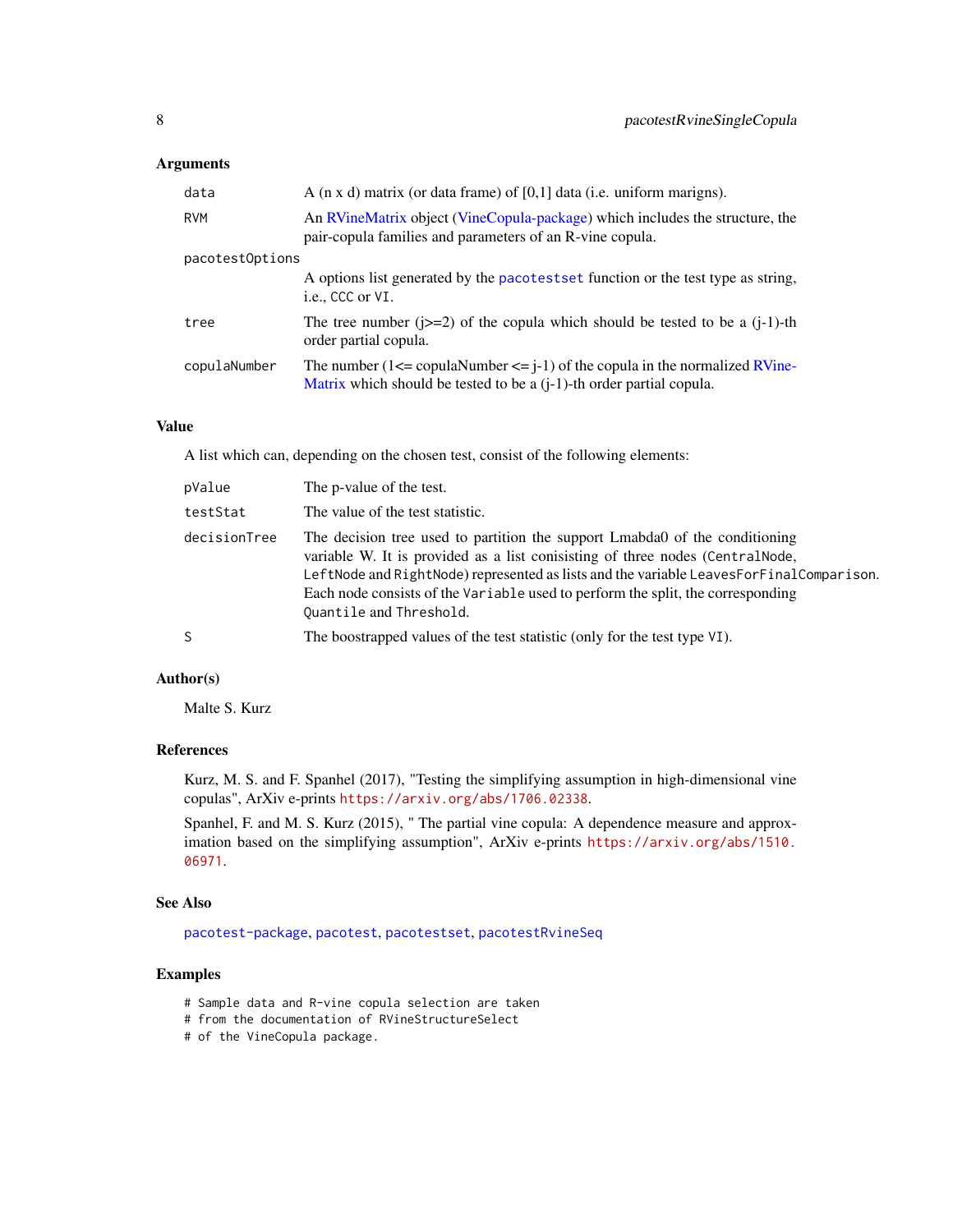### Arguments

| | |
|---|---|
| `data` | A (n x d) matrix (or data frame) of [0,1] data (i.e. uniform margins). |
| `RVM` | An RVineMatrix object (VineCopula-package) which includes the structure, the pair-copula families and parameters of an R-vine copula. |
| `pacotestOptions` | A options list generated by the `pacotestset` function or the test type as string, i.e., `CCC` or `VI`. |
| `tree` | The tree number (j>=2) of the copula which should be tested to be a (j-1)-th order partial copula. |
| `copulaNumber` | The number (1<= copulaNumber <= j-1) of the copula in the normalized RVine-Matrix which should be tested to be a (j-1)-th order partial copula. |

### Value

A list which can, depending on the chosen test, consist of the following elements:

| | |
|---|---|
| `pValue` | The p-value of the test. |
| `testStat` | The value of the test statistic. |
| `decisionTree` | The decision tree used to partition the support Lmabda0 of the conditioning variable W. It is provided as a list conisisting of three nodes (`CentralNode`, `LeftNode` and `RightNode`) represented as lists and the variable `LeavesForFinalComparison`. Each node consists of the `Variable` used to perform the split, the corresponding `Quantile` and `Threshold`. |
| `S` | The boostrapped values of the test statistic (only for the test type `VI`). |

### Author(s)

Malte S. Kurz

### References

Kurz, M. S. and F. Spanhel (2017), "Testing the simplifying assumption in high-dimensional vine copulas", ArXiv e-prints https://arxiv.org/abs/1706.02338.

Spanhel, F. and M. S. Kurz (2015), " The partial vine copula: A dependence measure and approximation based on the simplifying assumption", ArXiv e-prints https://arxiv.org/abs/1510.06971.

### See Also

`pacotest-package`, `pacotest`, `pacotestset`, `pacotestRvineSeq`

### Examples

```
# Sample data and R-vine copula selection are taken
# from the documentation of RVineStructureSelect
# of the VineCopula package.
```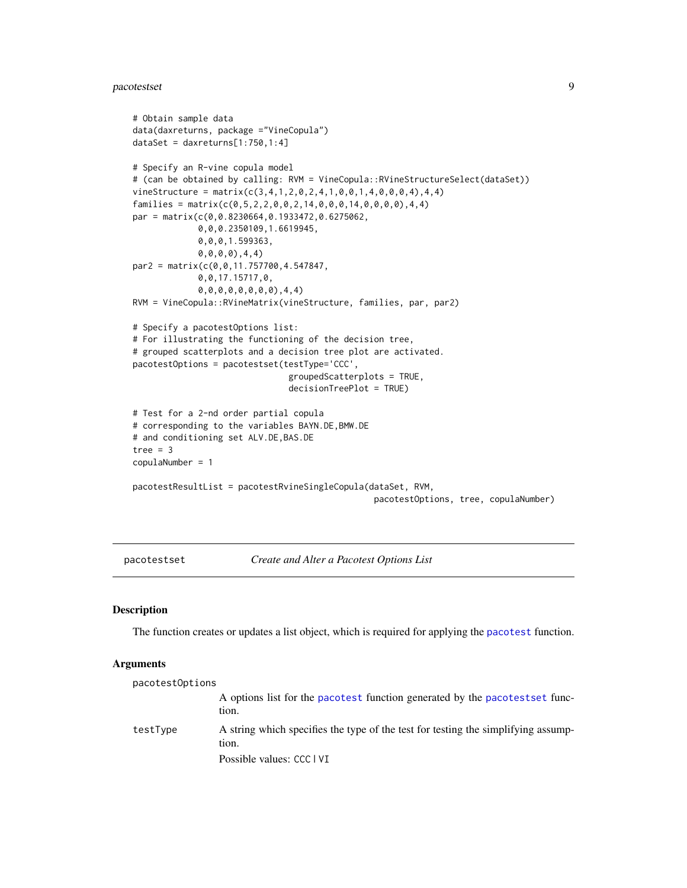```
# Obtain sample data
data(daxreturns, package ="VineCopula")
dataSet = daxreturns[1:750,1:4]

# Specify an R-vine copula model
# (can be obtained by calling: RVM = VineCopula::RVineStructureSelect(dataSet))
vineStructure = matrix(c(3,4,1,2,0,2,4,1,0,0,1,4,0,0,0,4),4,4)
families = matrix(c(0,5,2,2,0,0,2,14,0,0,0,14,0,0,0,0),4,4)
par = matrix(c(0,0.8230664,0.1933472,0.6275062,
             0,0,0.2350109,1.6619945,
             0,0,0,1.599363,
             0,0,0,0),4,4)
par2 = matrix(c(0,0,11.757700,4.547847,
             0,0,17.15717,0,
             0,0,0,0,0,0,0,0),4,4)
RVM = VineCopula::RVineMatrix(vineStructure, families, par, par2)

# Specify a pacotestOptions list:
# For illustrating the functioning of the decision tree,
# grouped scatterplots and a decision tree plot are activated.
pacotestOptions = pacotestset(testType='CCC',
                              groupedScatterplots = TRUE,
                              decisionTreePlot = TRUE)

# Test for a 2-nd order partial copula
# corresponding to the variables BAYN.DE,BMW.DE
# and conditioning set ALV.DE,BAS.DE
tree = 3
copulaNumber = 1

pacotestResultList = pacotestRvineSingleCopula(dataSet, RVM,
                                               pacotestOptions, tree, copulaNumber)
```

---

## pacotestset — *Create and Alter a Pacotest Options List*

### Description

The function creates or updates a list object, which is required for applying the `pacotest` function.

### Arguments

`pacotestOptions`
: A options list for the `pacotest` function generated by the `pacotestset` function.

`testType`
: A string which specifies the type of the test for testing the simplifying assumption.

  Possible values: `CCC` | `VI`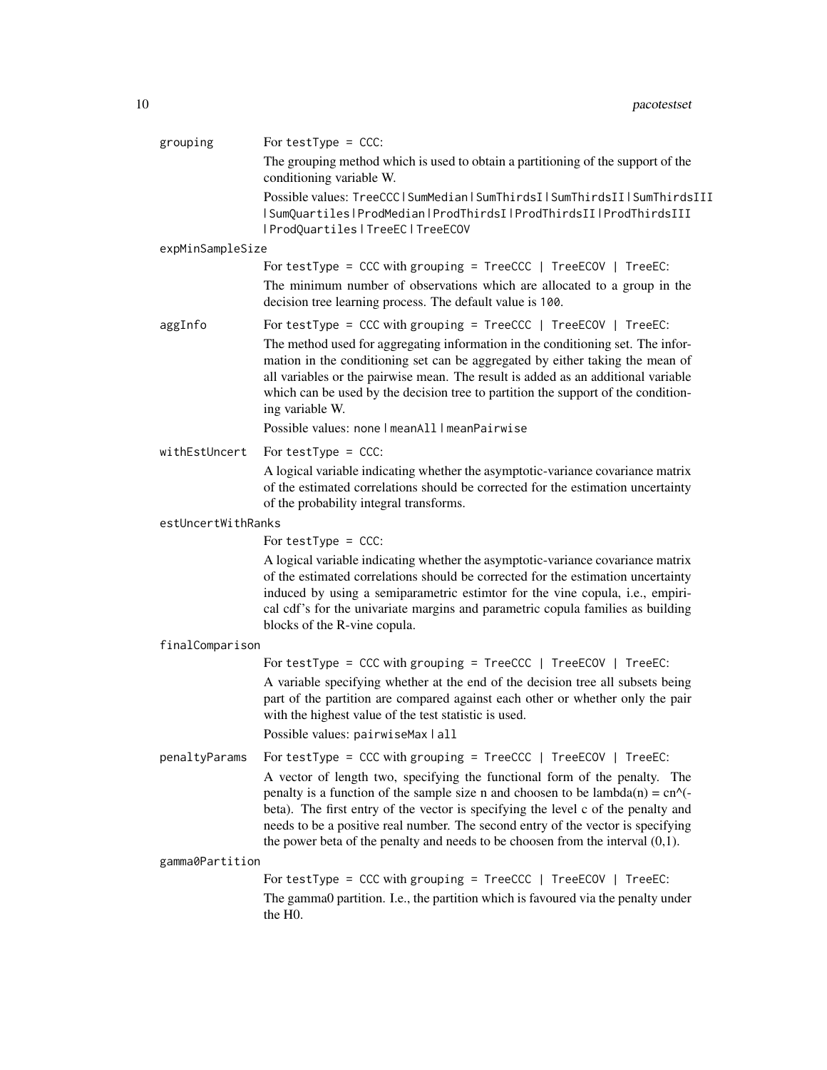`grouping`
: For `testType = CCC`:

  The grouping method which is used to obtain a partitioning of the support of the conditioning variable W.

  Possible values: `TreeCCC | SumMedian | SumThirdsI | SumThirdsII | SumThirdsIII | SumQuartiles | ProdMedian | ProdThirdsI | ProdThirdsII | ProdThirdsIII | ProdQuartiles | TreeEC | TreeECOV`

`expMinSampleSize`
: For `testType = CCC` with `grouping = TreeCCC | TreeECOV | TreeEC`:

  The minimum number of observations which are allocated to a group in the decision tree learning process. The default value is `100`.

`aggInfo`
: For `testType = CCC` with `grouping = TreeCCC | TreeECOV | TreeEC`:

  The method used for aggregating information in the conditioning set. The information in the conditioning set can be aggregated by either taking the mean of all variables or the pairwise mean. The result is added as an additional variable which can be used by the decision tree to partition the support of the conditioning variable W.

  Possible values: `none | meanAll | meanPairwise`

`withEstUncert`
: For `testType = CCC`:

  A logical variable indicating whether the asymptotic-variance covariance matrix of the estimated correlations should be corrected for the estimation uncertainty of the probability integral transforms.

`estUncertWithRanks`
: For `testType = CCC`:

  A logical variable indicating whether the asymptotic-variance covariance matrix of the estimated correlations should be corrected for the estimation uncertainty induced by using a semiparametric estimtor for the vine copula, i.e., empirical cdf's for the univariate margins and parametric copula families as building blocks of the R-vine copula.

`finalComparison`
: For `testType = CCC` with `grouping = TreeCCC | TreeECOV | TreeEC`:

  A variable specifying whether at the end of the decision tree all subsets being part of the partition are compared against each other or whether only the pair with the highest value of the test statistic is used.

  Possible values: `pairwiseMax | all`

`penaltyParams`
: For `testType = CCC` with `grouping = TreeCCC | TreeECOV | TreeEC`:

  A vector of length two, specifying the functional form of the penalty. The penalty is a function of the sample size n and choosen to be lambda(n) = cn^(-beta). The first entry of the vector is specifying the level c of the penalty and needs to be a positive real number. The second entry of the vector is specifying the power beta of the penalty and needs to be choosen from the interval (0,1).

`gamma0Partition`
: For `testType = CCC` with `grouping = TreeCCC | TreeECOV | TreeEC`:

  The gamma0 partition. I.e., the partition which is favoured via the penalty under the H0.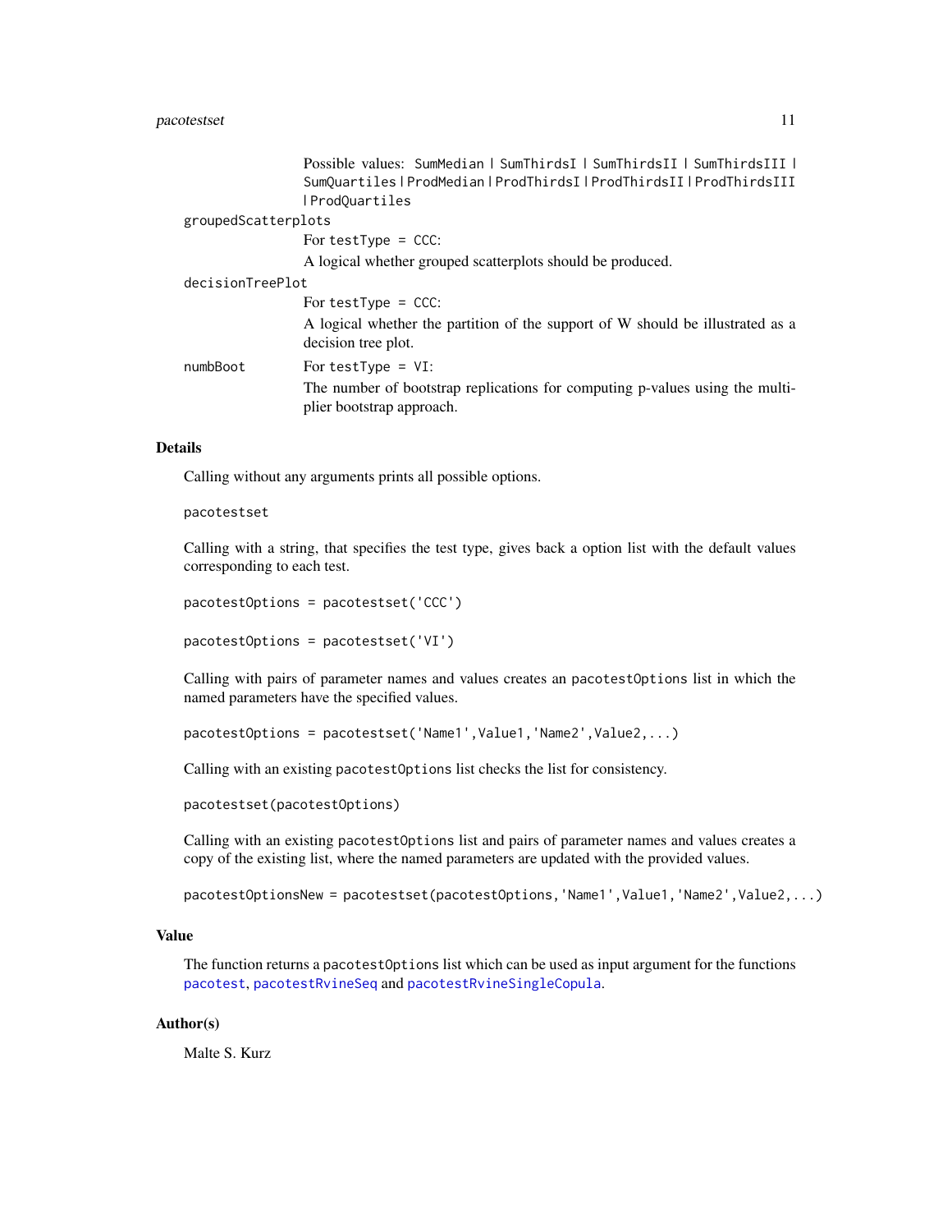Possible values: `SumMedian` | `SumThirdsI` | `SumThirdsII` | `SumThirdsIII` | `SumQuartiles` | `ProdMedian` | `ProdThirdsI` | `ProdThirdsII` | `ProdThirdsIII` | `ProdQuartiles`

`groupedScatterplots`
: For `testType = CCC`:
  A logical whether grouped scatterplots should be produced.

`decisionTreePlot`
: For `testType = CCC`:
  A logical whether the partition of the support of W should be illustrated as a decision tree plot.

`numbBoot`
: For `testType = VI`:
  The number of bootstrap replications for computing p-values using the multiplier bootstrap approach.

### Details

Calling without any arguments prints all possible options.

```
pacotestset
```

Calling with a string, that specifies the test type, gives back a option list with the default values corresponding to each test.

```
pacotestOptions = pacotestset('CCC')
```

```
pacotestOptions = pacotestset('VI')
```

Calling with pairs of parameter names and values creates an `pacotestOptions` list in which the named parameters have the specified values.

```
pacotestOptions = pacotestset('Name1',Value1,'Name2',Value2,...)
```

Calling with an existing `pacotestOptions` list checks the list for consistency.

```
pacotestset(pacotestOptions)
```

Calling with an existing `pacotestOptions` list and pairs of parameter names and values creates a copy of the existing list, where the named parameters are updated with the provided values.

```
pacotestOptionsNew = pacotestset(pacotestOptions,'Name1',Value1,'Name2',Value2,...)
```

### Value

The function returns a `pacotestOptions` list which can be used as input argument for the functions `pacotest`, `pacotestRvineSeq` and `pacotestRvineSingleCopula`.

### Author(s)

Malte S. Kurz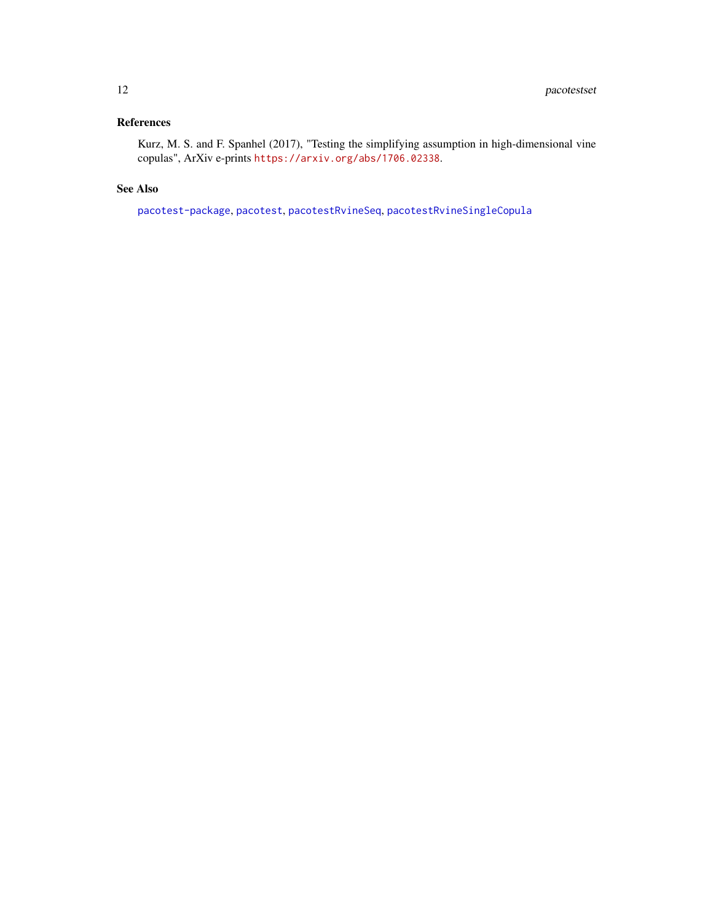## References

Kurz, M. S. and F. Spanhel (2017), "Testing the simplifying assumption in high-dimensional vine copulas", ArXiv e-prints https://arxiv.org/abs/1706.02338.

## See Also

pacotest-package, pacotest, pacotestRvineSeq, pacotestRvineSingleCopula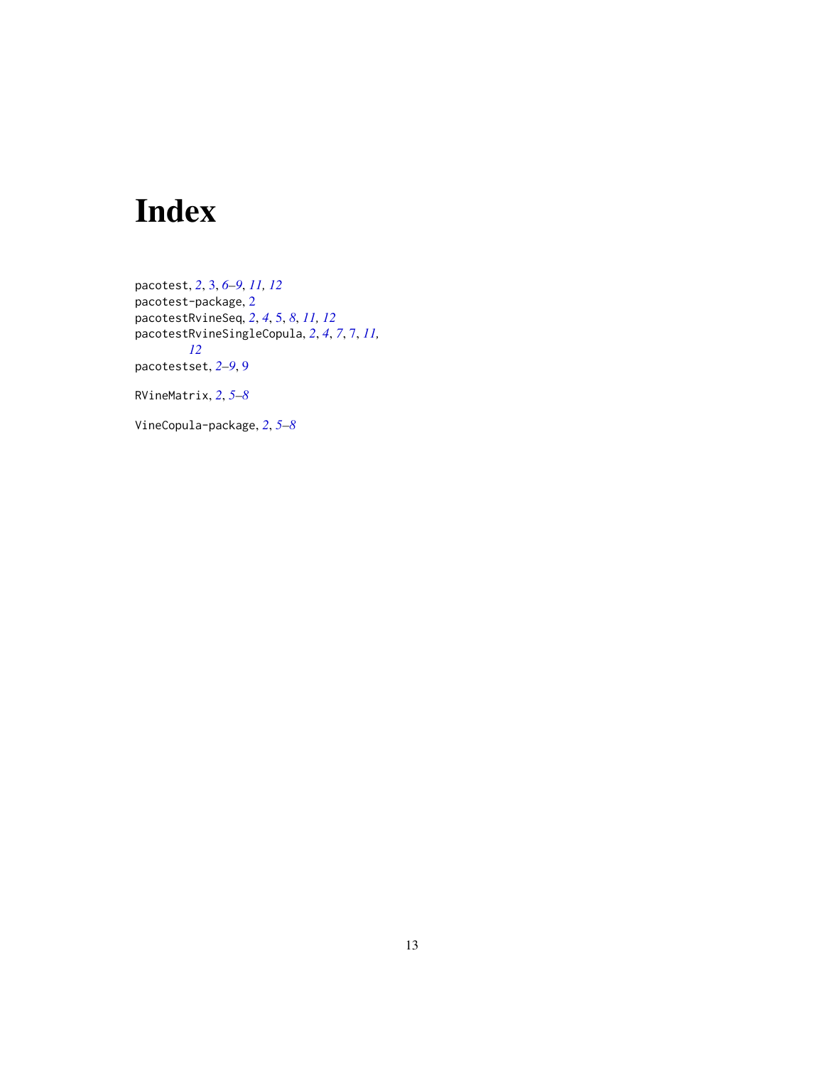# Index

pacotest, *2*, 3, *6–9*, *11, 12*
pacotest-package, 2
pacotestRvineSeq, *2*, *4*, 5, *8*, *11, 12*
pacotestRvineSingleCopula, *2*, *4*, *7*, 7, *11, 12*
pacotestset, *2–9*, 9

RVineMatrix, *2*, *5–8*

VineCopula-package, *2*, *5–8*